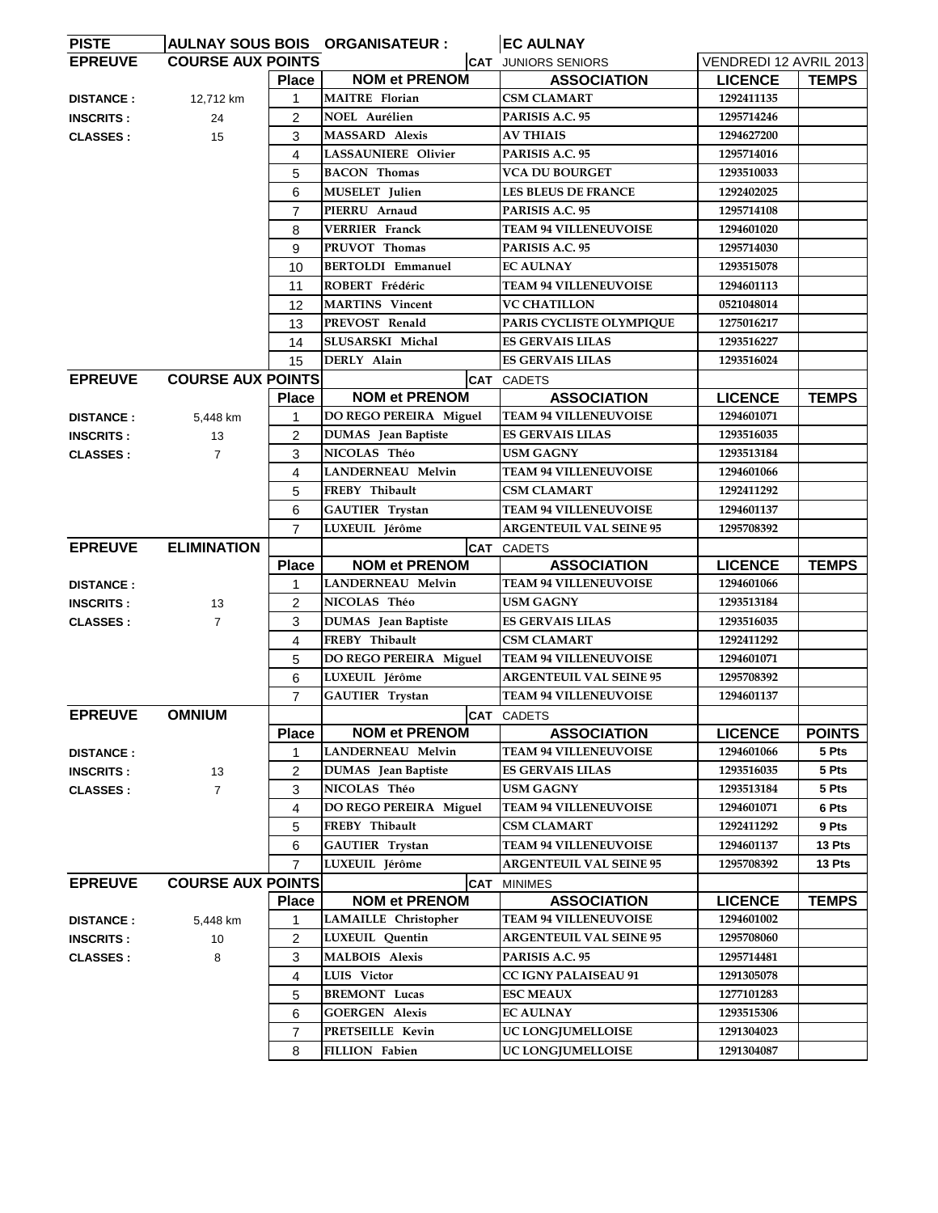| PISTE | AULNAY SOUS BOIS | ORGANISATEUR : | EC AULNAY | | |
|---|---|---|---|---|---|

**EPREUVE** COURSE AUX POINTS — CAT JUNIORS SENIORS — VENDREDI 12 AVRIL 2013

| | | Place | NOM et PRENOM | ASSOCIATION | LICENCE | TEMPS |
|---|---|---|---|---|---|---|
| DISTANCE : | 12,712 km | 1 | MAITRE Florian | CSM CLAMART | 1292411135 | |
| INSCRITS : | 24 | 2 | NOEL Aurélien | PARISIS A.C. 95 | 1295714246 | |
| CLASSES : | 15 | 3 | MASSARD Alexis | AV THIAIS | 1294627200 | |
| | | 4 | LASSAUNIERE Olivier | PARISIS A.C. 95 | 1295714016 | |
| | | 5 | BACON Thomas | VCA DU BOURGET | 1293510033 | |
| | | 6 | MUSELET Julien | LES BLEUS DE FRANCE | 1292402025 | |
| | | 7 | PIERRU Arnaud | PARISIS A.C. 95 | 1295714108 | |
| | | 8 | VERRIER Franck | TEAM 94 VILLENEUVOISE | 1294601020 | |
| | | 9 | PRUVOT Thomas | PARISIS A.C. 95 | 1295714030 | |
| | | 10 | BERTOLDI Emmanuel | EC AULNAY | 1293515078 | |
| | | 11 | ROBERT Frédéric | TEAM 94 VILLENEUVOISE | 1294601113 | |
| | | 12 | MARTINS Vincent | VC CHATILLON | 0521048014 | |
| | | 13 | PREVOST Renald | PARIS CYCLISTE OLYMPIQUE | 1275016217 | |
| | | 14 | SLUSARSKI Michal | ES GERVAIS LILAS | 1293516227 | |
| | | 15 | DERLY Alain | ES GERVAIS LILAS | 1293516024 | |

**EPREUVE** COURSE AUX POINTS — CAT CADETS

| | | Place | NOM et PRENOM | ASSOCIATION | LICENCE | TEMPS |
|---|---|---|---|---|---|---|
| DISTANCE : | 5,448 km | 1 | DO REGO PEREIRA Miguel | TEAM 94 VILLENEUVOISE | 1294601071 | |
| INSCRITS : | 13 | 2 | DUMAS Jean Baptiste | ES GERVAIS LILAS | 1293516035 | |
| CLASSES : | 7 | 3 | NICOLAS Théo | USM GAGNY | 1293513184 | |
| | | 4 | LANDERNEAU Melvin | TEAM 94 VILLENEUVOISE | 1294601066 | |
| | | 5 | FREBY Thibault | CSM CLAMART | 1292411292 | |
| | | 6 | GAUTIER Trystan | TEAM 94 VILLENEUVOISE | 1294601137 | |
| | | 7 | LUXEUIL Jérôme | ARGENTEUIL VAL SEINE 95 | 1295708392 | |

**EPREUVE** ELIMINATION — CAT CADETS

| | | Place | NOM et PRENOM | ASSOCIATION | LICENCE | TEMPS |
|---|---|---|---|---|---|---|
| DISTANCE : | | 1 | LANDERNEAU Melvin | TEAM 94 VILLENEUVOISE | 1294601066 | |
| INSCRITS : | 13 | 2 | NICOLAS Théo | USM GAGNY | 1293513184 | |
| CLASSES : | 7 | 3 | DUMAS Jean Baptiste | ES GERVAIS LILAS | 1293516035 | |
| | | 4 | FREBY Thibault | CSM CLAMART | 1292411292 | |
| | | 5 | DO REGO PEREIRA Miguel | TEAM 94 VILLENEUVOISE | 1294601071 | |
| | | 6 | LUXEUIL Jérôme | ARGENTEUIL VAL SEINE 95 | 1295708392 | |
| | | 7 | GAUTIER Trystan | TEAM 94 VILLENEUVOISE | 1294601137 | |

**EPREUVE** OMNIUM — CAT CADETS

| | | Place | NOM et PRENOM | ASSOCIATION | LICENCE | POINTS |
|---|---|---|---|---|---|---|
| DISTANCE : | | 1 | LANDERNEAU Melvin | TEAM 94 VILLENEUVOISE | 1294601066 | 5 Pts |
| INSCRITS : | 13 | 2 | DUMAS Jean Baptiste | ES GERVAIS LILAS | 1293516035 | 5 Pts |
| CLASSES : | 7 | 3 | NICOLAS Théo | USM GAGNY | 1293513184 | 5 Pts |
| | | 4 | DO REGO PEREIRA Miguel | TEAM 94 VILLENEUVOISE | 1294601071 | 6 Pts |
| | | 5 | FREBY Thibault | CSM CLAMART | 1292411292 | 9 Pts |
| | | 6 | GAUTIER Trystan | TEAM 94 VILLENEUVOISE | 1294601137 | 13 Pts |
| | | 7 | LUXEUIL Jérôme | ARGENTEUIL VAL SEINE 95 | 1295708392 | 13 Pts |

**EPREUVE** COURSE AUX POINTS — CAT MINIMES

| | | Place | NOM et PRENOM | ASSOCIATION | LICENCE | TEMPS |
|---|---|---|---|---|---|---|
| DISTANCE : | 5,448 km | 1 | LAMAILLE Christopher | TEAM 94 VILLENEUVOISE | 1294601002 | |
| INSCRITS : | 10 | 2 | LUXEUIL Quentin | ARGENTEUIL VAL SEINE 95 | 1295708060 | |
| CLASSES : | 8 | 3 | MALBOIS Alexis | PARISIS A.C. 95 | 1295714481 | |
| | | 4 | LUIS Victor | CC IGNY PALAISEAU 91 | 1291305078 | |
| | | 5 | BREMONT Lucas | ESC MEAUX | 1277101283 | |
| | | 6 | GOERGEN Alexis | EC AULNAY | 1293515306 | |
| | | 7 | PRETSEILLE Kevin | UC LONGJUMELLOISE | 1291304023 | |
| | | 8 | FILLION Fabien | UC LONGJUMELLOISE | 1291304087 | |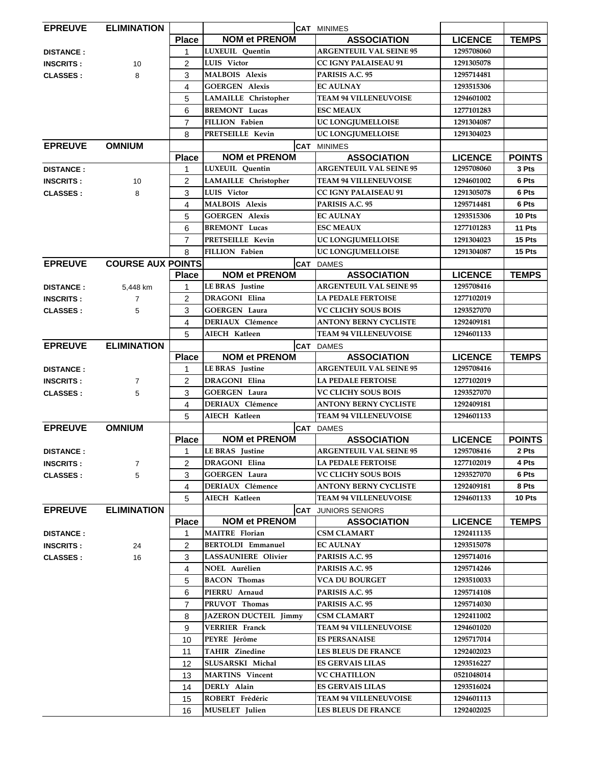| EPREUVE | ELIMINATION | | | CAT MINIMES | | |
|---|---|---|---|---|---|---|
| | | Place | NOM et PRENOM | ASSOCIATION | LICENCE | TEMPS |
| DISTANCE : | | 1 | LUXEUIL Quentin | ARGENTEUIL VAL SEINE 95 | 1295708060 | |
| INSCRITS : | 10 | 2 | LUIS Victor | CC IGNY PALAISEAU 91 | 1291305078 | |
| CLASSES : | 8 | 3 | MALBOIS Alexis | PARISIS A.C. 95 | 1295714481 | |
| | | 4 | GOERGEN Alexis | EC AULNAY | 1293515306 | |
| | | 5 | LAMAILLE Christopher | TEAM 94 VILLENEUVOISE | 1294601002 | |
| | | 6 | BREMONT Lucas | ESC MEAUX | 1277101283 | |
| | | 7 | FILLION Fabien | UC LONGJUMELLOISE | 1291304087 | |
| | | 8 | PRETSEILLE Kevin | UC LONGJUMELLOISE | 1291304023 | |

| EPREUVE | OMNIUM | | | CAT MINIMES | | |
|---|---|---|---|---|---|---|
| | | Place | NOM et PRENOM | ASSOCIATION | LICENCE | POINTS |
| DISTANCE : | | 1 | LUXEUIL Quentin | ARGENTEUIL VAL SEINE 95 | 1295708060 | 3 Pts |
| INSCRITS : | 10 | 2 | LAMAILLE Christopher | TEAM 94 VILLENEUVOISE | 1294601002 | 6 Pts |
| CLASSES : | 8 | 3 | LUIS Victor | CC IGNY PALAISEAU 91 | 1291305078 | 6 Pts |
| | | 4 | MALBOIS Alexis | PARISIS A.C. 95 | 1295714481 | 6 Pts |
| | | 5 | GOERGEN Alexis | EC AULNAY | 1293515306 | 10 Pts |
| | | 6 | BREMONT Lucas | ESC MEAUX | 1277101283 | 11 Pts |
| | | 7 | PRETSEILLE Kevin | UC LONGJUMELLOISE | 1291304023 | 15 Pts |
| | | 8 | FILLION Fabien | UC LONGJUMELLOISE | 1291304087 | 15 Pts |

| EPREUVE | COURSE AUX POINTS | | | CAT DAMES | | |
|---|---|---|---|---|---|---|
| | | Place | NOM et PRENOM | ASSOCIATION | LICENCE | TEMPS |
| DISTANCE : | 5,448 km | 1 | LE BRAS Justine | ARGENTEUIL VAL SEINE 95 | 1295708416 | |
| INSCRITS : | 7 | 2 | DRAGONI Elina | LA PEDALE FERTOISE | 1277102019 | |
| CLASSES : | 5 | 3 | GOERGEN Laura | VC CLICHY SOUS BOIS | 1293527070 | |
| | | 4 | DERIAUX Clémence | ANTONY BERNY CYCLISTE | 1292409181 | |
| | | 5 | AIECH Katleen | TEAM 94 VILLENEUVOISE | 1294601133 | |

| EPREUVE | ELIMINATION | | | CAT DAMES | | |
|---|---|---|---|---|---|---|
| | | Place | NOM et PRENOM | ASSOCIATION | LICENCE | TEMPS |
| DISTANCE : | | 1 | LE BRAS Justine | ARGENTEUIL VAL SEINE 95 | 1295708416 | |
| INSCRITS : | 7 | 2 | DRAGONI Elina | LA PEDALE FERTOISE | 1277102019 | |
| CLASSES : | 5 | 3 | GOERGEN Laura | VC CLICHY SOUS BOIS | 1293527070 | |
| | | 4 | DERIAUX Clémence | ANTONY BERNY CYCLISTE | 1292409181 | |
| | | 5 | AIECH Katleen | TEAM 94 VILLENEUVOISE | 1294601133 | |

| EPREUVE | OMNIUM | | | CAT DAMES | | |
|---|---|---|---|---|---|---|
| | | Place | NOM et PRENOM | ASSOCIATION | LICENCE | POINTS |
| DISTANCE : | | 1 | LE BRAS Justine | ARGENTEUIL VAL SEINE 95 | 1295708416 | 2 Pts |
| INSCRITS : | 7 | 2 | DRAGONI Elina | LA PEDALE FERTOISE | 1277102019 | 4 Pts |
| CLASSES : | 5 | 3 | GOERGEN Laura | VC CLICHY SOUS BOIS | 1293527070 | 6 Pts |
| | | 4 | DERIAUX Clémence | ANTONY BERNY CYCLISTE | 1292409181 | 8 Pts |
| | | 5 | AIECH Katleen | TEAM 94 VILLENEUVOISE | 1294601133 | 10 Pts |

| EPREUVE | ELIMINATION | | | CAT JUNIORS SENIORS | | |
|---|---|---|---|---|---|---|
| | | Place | NOM et PRENOM | ASSOCIATION | LICENCE | TEMPS |
| DISTANCE : | | 1 | MAITRE Florian | CSM CLAMART | 1292411135 | |
| INSCRITS : | 24 | 2 | BERTOLDI Emmanuel | EC AULNAY | 1293515078 | |
| CLASSES : | 16 | 3 | LASSAUNIERE Olivier | PARISIS A.C. 95 | 1295714016 | |
| | | 4 | NOEL Aurélien | PARISIS A.C. 95 | 1295714246 | |
| | | 5 | BACON Thomas | VCA DU BOURGET | 1293510033 | |
| | | 6 | PIERRU Arnaud | PARISIS A.C. 95 | 1295714108 | |
| | | 7 | PRUVOT Thomas | PARISIS A.C. 95 | 1295714030 | |
| | | 8 | JAZERON DUCTEIL Jimmy | CSM CLAMART | 1292411002 | |
| | | 9 | VERRIER Franck | TEAM 94 VILLENEUVOISE | 1294601020 | |
| | | 10 | PEYRE Jérôme | ES PERSANAISE | 1295717014 | |
| | | 11 | TAHIR Zinedine | LES BLEUS DE FRANCE | 1292402023 | |
| | | 12 | SLUSARSKI Michal | ES GERVAIS LILAS | 1293516227 | |
| | | 13 | MARTINS Vincent | VC CHATILLON | 0521048014 | |
| | | 14 | DERLY Alain | ES GERVAIS LILAS | 1293516024 | |
| | | 15 | ROBERT Frédéric | TEAM 94 VILLENEUVOISE | 1294601113 | |
| | | 16 | MUSELET Julien | LES BLEUS DE FRANCE | 1292402025 | |